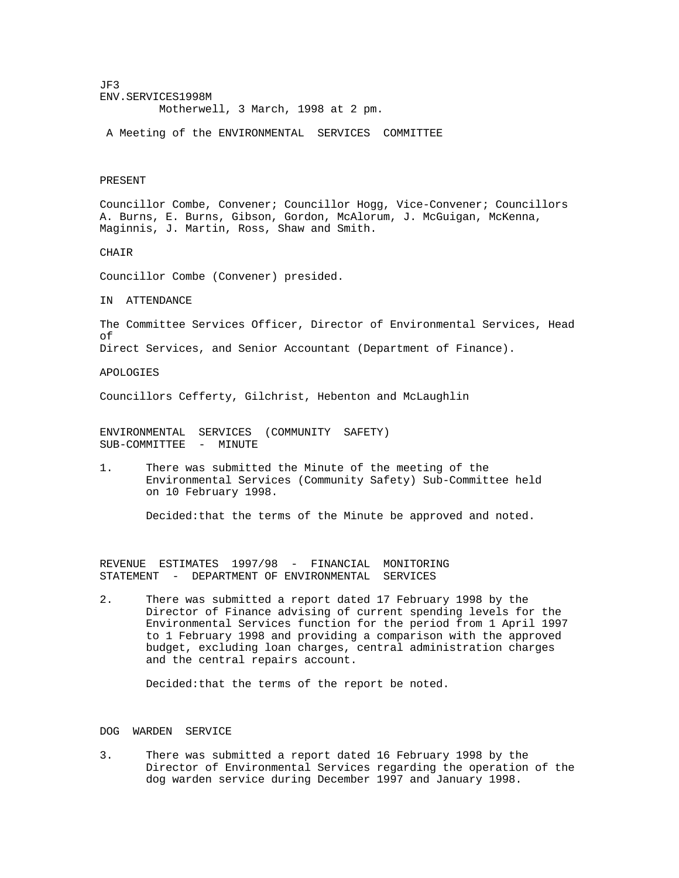JF3
ENV.SERVICES1998M

Motherwell, 3 March, 1998 at 2 pm.

A Meeting of the ENVIRONMENTAL SERVICES COMMITTEE

PRESENT

Councillor Combe, Convener; Councillor Hogg, Vice-Convener; Councillors A. Burns, E. Burns, Gibson, Gordon, McAlorum, J. McGuigan, McKenna, Maginnis, J. Martin, Ross, Shaw and Smith.

CHAIR

Councillor Combe (Convener) presided.

IN ATTENDANCE

The Committee Services Officer, Director of Environmental Services, Head of Direct Services, and Senior Accountant (Department of Finance).

APOLOGIES

Councillors Cefferty, Gilchrist, Hebenton and McLaughlin

## ENVIRONMENTAL SERVICES (COMMUNITY SAFETY) SUB-COMMITTEE - MINUTE

1. There was submitted the Minute of the meeting of the Environmental Services (Community Safety) Sub-Committee held on 10 February 1998.

   Decided: that the terms of the Minute be approved and noted.

## REVENUE ESTIMATES 1997/98 - FINANCIAL MONITORING STATEMENT - DEPARTMENT OF ENVIRONMENTAL SERVICES

2. There was submitted a report dated 17 February 1998 by the Director of Finance advising of current spending levels for the Environmental Services function for the period from 1 April 1997 to 1 February 1998 and providing a comparison with the approved budget, excluding loan charges, central administration charges and the central repairs account.

   Decided: that the terms of the report be noted.

## DOG WARDEN SERVICE

3. There was submitted a report dated 16 February 1998 by the Director of Environmental Services regarding the operation of the dog warden service during December 1997 and January 1998.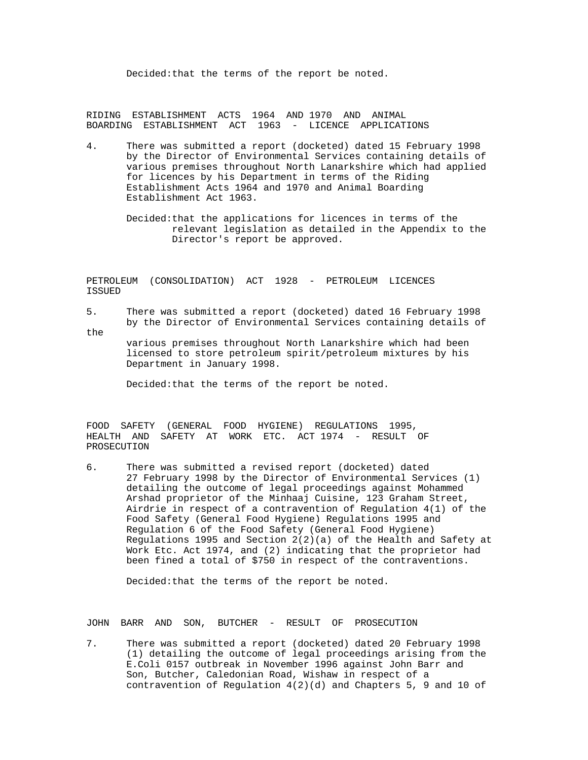Decided: that the terms of the report be noted.

## RIDING ESTABLISHMENT ACTS 1964 AND 1970 AND ANIMAL BOARDING ESTABLISHMENT ACT 1963 - LICENCE APPLICATIONS

4. There was submitted a report (docketed) dated 15 February 1998 by the Director of Environmental Services containing details of various premises throughout North Lanarkshire which had applied for licences by his Department in terms of the Riding Establishment Acts 1964 and 1970 and Animal Boarding Establishment Act 1963.

   Decided: that the applications for licences in terms of the relevant legislation as detailed in the Appendix to the Director's report be approved.

## PETROLEUM (CONSOLIDATION) ACT 1928 - PETROLEUM LICENCES ISSUED

5. There was submitted a report (docketed) dated 16 February 1998 by the Director of Environmental Services containing details of the various premises throughout North Lanarkshire which had been licensed to store petroleum spirit/petroleum mixtures by his Department in January 1998.

   Decided: that the terms of the report be noted.

## FOOD SAFETY (GENERAL FOOD HYGIENE) REGULATIONS 1995, HEALTH AND SAFETY AT WORK ETC. ACT 1974 - RESULT OF PROSECUTION

6. There was submitted a revised report (docketed) dated 27 February 1998 by the Director of Environmental Services (1) detailing the outcome of legal proceedings against Mohammed Arshad proprietor of the Minhaaj Cuisine, 123 Graham Street, Airdrie in respect of a contravention of Regulation 4(1) of the Food Safety (General Food Hygiene) Regulations 1995 and Regulation 6 of the Food Safety (General Food Hygiene) Regulations 1995 and Section 2(2)(a) of the Health and Safety at Work Etc. Act 1974, and (2) indicating that the proprietor had been fined a total of $750 in respect of the contraventions.

   Decided: that the terms of the report be noted.

## JOHN BARR AND SON, BUTCHER - RESULT OF PROSECUTION

7. There was submitted a report (docketed) dated 20 February 1998 (1) detailing the outcome of legal proceedings arising from the E.Coli 0157 outbreak in November 1996 against John Barr and Son, Butcher, Caledonian Road, Wishaw in respect of a contravention of Regulation 4(2)(d) and Chapters 5, 9 and 10 of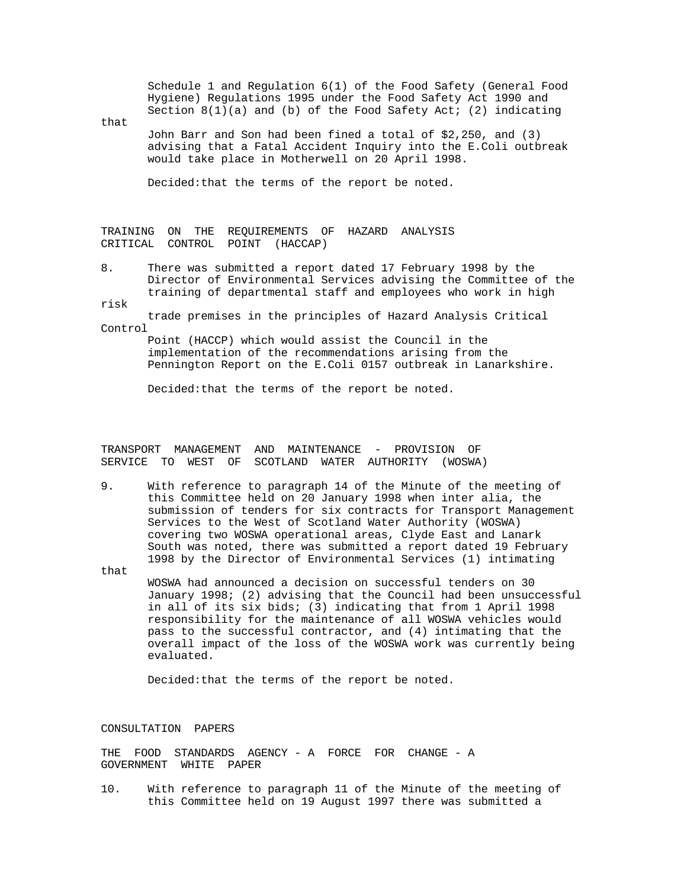Schedule 1 and Regulation 6(1) of the Food Safety (General Food Hygiene) Regulations 1995 under the Food Safety Act 1990 and Section 8(1)(a) and (b) of the Food Safety Act; (2) indicating that John Barr and Son had been fined a total of $2,250, and (3) advising that a Fatal Accident Inquiry into the E.Coli outbreak would take place in Motherwell on 20 April 1998.

Decided:that the terms of the report be noted.

TRAINING ON THE REQUIREMENTS OF HAZARD ANALYSIS CRITICAL CONTROL POINT (HACCAP)

8. There was submitted a report dated 17 February 1998 by the Director of Environmental Services advising the Committee of the training of departmental staff and employees who work in high risk trade premises in the principles of Hazard Analysis Critical Control Point (HACCP) which would assist the Council in the implementation of the recommendations arising from the Pennington Report on the E.Coli 0157 outbreak in Lanarkshire.

Decided:that the terms of the report be noted.

TRANSPORT MANAGEMENT AND MAINTENANCE - PROVISION OF SERVICE TO WEST OF SCOTLAND WATER AUTHORITY (WOSWA)

9. With reference to paragraph 14 of the Minute of the meeting of this Committee held on 20 January 1998 when inter alia, the submission of tenders for six contracts for Transport Management Services to the West of Scotland Water Authority (WOSWA) covering two WOSWA operational areas, Clyde East and Lanark South was noted, there was submitted a report dated 19 February 1998 by the Director of Environmental Services (1) intimating that WOSWA had announced a decision on successful tenders on 30 January 1998; (2) advising that the Council had been unsuccessful in all of its six bids; (3) indicating that from 1 April 1998 responsibility for the maintenance of all WOSWA vehicles would pass to the successful contractor, and (4) intimating that the overall impact of the loss of the WOSWA work was currently being evaluated.

Decided:that the terms of the report be noted.

CONSULTATION PAPERS

THE FOOD STANDARDS AGENCY - A FORCE FOR CHANGE - A GOVERNMENT WHITE PAPER

10. With reference to paragraph 11 of the Minute of the meeting of this Committee held on 19 August 1997 there was submitted a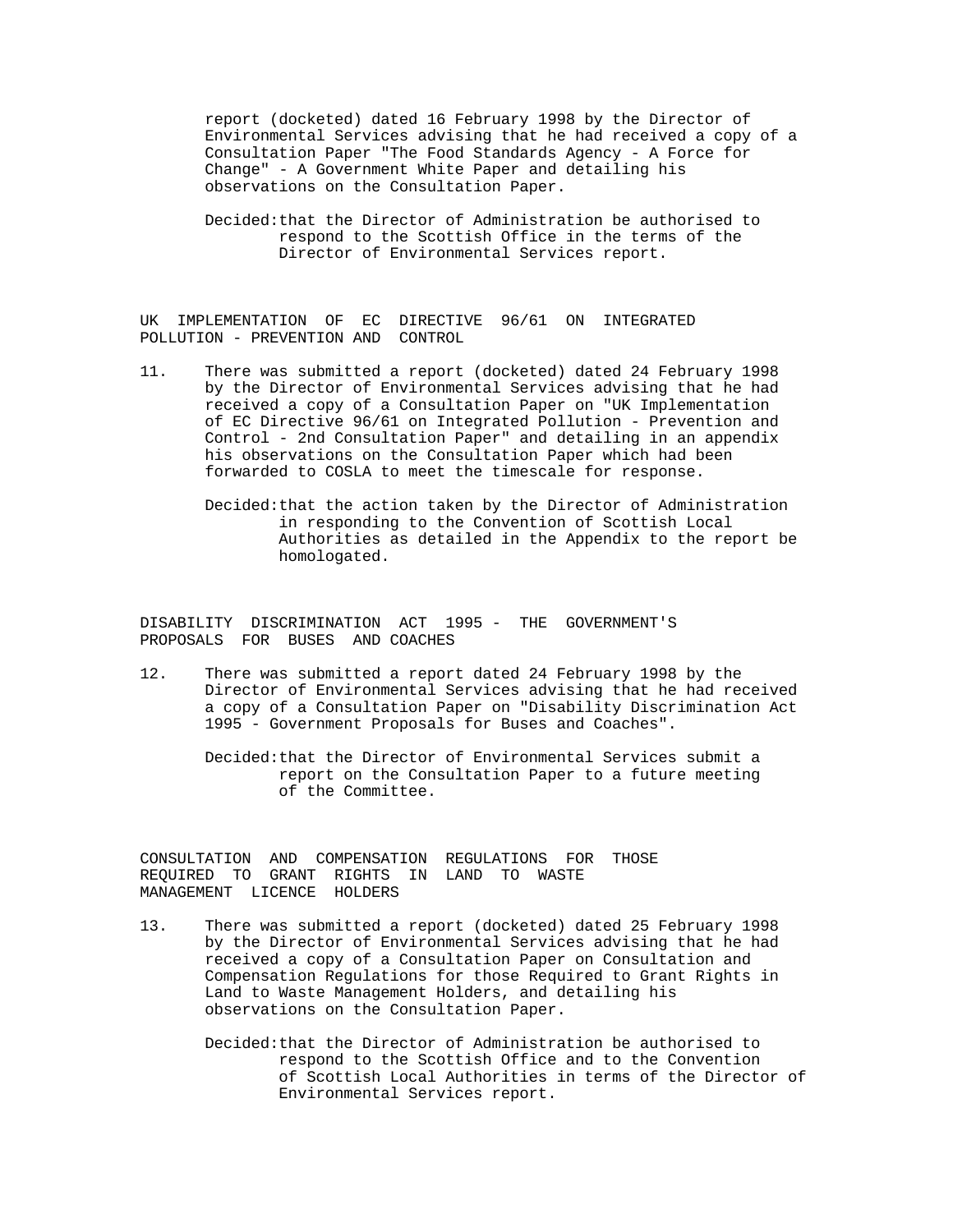report (docketed) dated 16 February 1998 by the Director of Environmental Services advising that he had received a copy of a Consultation Paper "The Food Standards Agency - A Force for Change" - A Government White Paper and detailing his observations on the Consultation Paper.

Decided: that the Director of Administration be authorised to respond to the Scottish Office in the terms of the Director of Environmental Services report.

## UK IMPLEMENTATION OF EC DIRECTIVE 96/61 ON INTEGRATED POLLUTION - PREVENTION AND CONTROL

11. There was submitted a report (docketed) dated 24 February 1998 by the Director of Environmental Services advising that he had received a copy of a Consultation Paper on "UK Implementation of EC Directive 96/61 on Integrated Pollution - Prevention and Control - 2nd Consultation Paper" and detailing in an appendix his observations on the Consultation Paper which had been forwarded to COSLA to meet the timescale for response.

    Decided: that the action taken by the Director of Administration in responding to the Convention of Scottish Local Authorities as detailed in the Appendix to the report be homologated.

## DISABILITY DISCRIMINATION ACT 1995 - THE GOVERNMENT'S PROPOSALS FOR BUSES AND COACHES

12. There was submitted a report dated 24 February 1998 by the Director of Environmental Services advising that he had received a copy of a Consultation Paper on "Disability Discrimination Act 1995 - Government Proposals for Buses and Coaches".

    Decided: that the Director of Environmental Services submit a report on the Consultation Paper to a future meeting of the Committee.

## CONSULTATION AND COMPENSATION REGULATIONS FOR THOSE REQUIRED TO GRANT RIGHTS IN LAND TO WASTE MANAGEMENT LICENCE HOLDERS

13. There was submitted a report (docketed) dated 25 February 1998 by the Director of Environmental Services advising that he had received a copy of a Consultation Paper on Consultation and Compensation Regulations for those Required to Grant Rights in Land to Waste Management Holders, and detailing his observations on the Consultation Paper.

    Decided: that the Director of Administration be authorised to respond to the Scottish Office and to the Convention of Scottish Local Authorities in terms of the Director of Environmental Services report.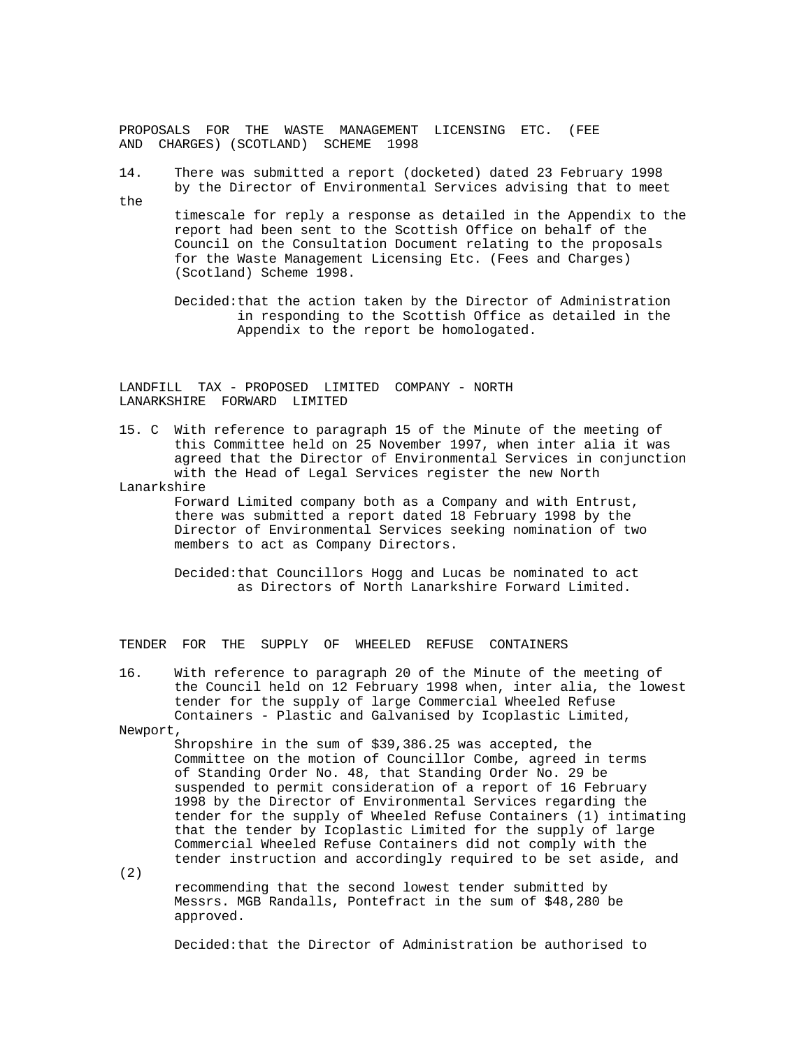## PROPOSALS FOR THE WASTE MANAGEMENT LICENSING ETC. (FEE AND CHARGES) (SCOTLAND) SCHEME 1998

14. There was submitted a report (docketed) dated 23 February 1998 by the Director of Environmental Services advising that to meet the timescale for reply a response as detailed in the Appendix to the report had been sent to the Scottish Office on behalf of the Council on the Consultation Document relating to the proposals for the Waste Management Licensing Etc. (Fees and Charges) (Scotland) Scheme 1998.

Decided: that the action taken by the Director of Administration in responding to the Scottish Office as detailed in the Appendix to the report be homologated.

## LANDFILL TAX - PROPOSED LIMITED COMPANY - NORTH LANARKSHIRE FORWARD LIMITED

15. C With reference to paragraph 15 of the Minute of the meeting of this Committee held on 25 November 1997, when inter alia it was agreed that the Director of Environmental Services in conjunction with the Head of Legal Services register the new North Lanarkshire Forward Limited company both as a Company and with Entrust, there was submitted a report dated 18 February 1998 by the Director of Environmental Services seeking nomination of two members to act as Company Directors.

Decided: that Councillors Hogg and Lucas be nominated to act as Directors of North Lanarkshire Forward Limited.

## TENDER FOR THE SUPPLY OF WHEELED REFUSE CONTAINERS

16. With reference to paragraph 20 of the Minute of the meeting of the Council held on 12 February 1998 when, inter alia, the lowest tender for the supply of large Commercial Wheeled Refuse Containers - Plastic and Galvanised by Icoplastic Limited, Newport, Shropshire in the sum of $39,386.25 was accepted, the Committee on the motion of Councillor Combe, agreed in terms of Standing Order No. 48, that Standing Order No. 29 be suspended to permit consideration of a report of 16 February 1998 by the Director of Environmental Services regarding the tender for the supply of Wheeled Refuse Containers (1) intimating that the tender by Icoplastic Limited for the supply of large Commercial Wheeled Refuse Containers did not comply with the tender instruction and accordingly required to be set aside, and (2) recommending that the second lowest tender submitted by Messrs. MGB Randalls, Pontefract in the sum of $48,280 be approved.

Decided: that the Director of Administration be authorised to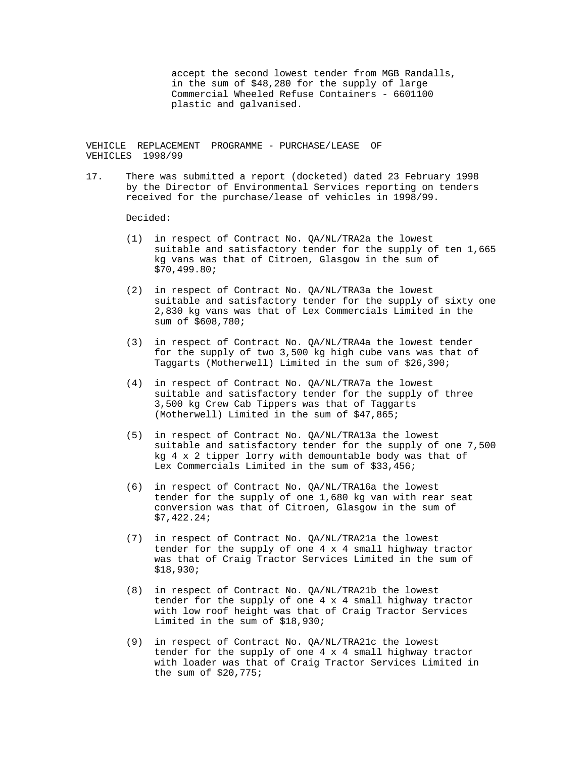accept the second lowest tender from MGB Randalls, in the sum of $48,280 for the supply of large Commercial Wheeled Refuse Containers - 6601100 plastic and galvanised.

## VEHICLE REPLACEMENT PROGRAMME - PURCHASE/LEASE OF VEHICLES 1998/99

17. There was submitted a report (docketed) dated 23 February 1998 by the Director of Environmental Services reporting on tenders received for the purchase/lease of vehicles in 1998/99.

Decided:

(1) in respect of Contract No. QA/NL/TRA2a the lowest suitable and satisfactory tender for the supply of ten 1,665 kg vans was that of Citroen, Glasgow in the sum of $70,499.80;

(2) in respect of Contract No. QA/NL/TRA3a the lowest suitable and satisfactory tender for the supply of sixty one 2,830 kg vans was that of Lex Commercials Limited in the sum of $608,780;

(3) in respect of Contract No. QA/NL/TRA4a the lowest tender for the supply of two 3,500 kg high cube vans was that of Taggarts (Motherwell) Limited in the sum of $26,390;

(4) in respect of Contract No. QA/NL/TRA7a the lowest suitable and satisfactory tender for the supply of three 3,500 kg Crew Cab Tippers was that of Taggarts (Motherwell) Limited in the sum of $47,865;

(5) in respect of Contract No. QA/NL/TRA13a the lowest suitable and satisfactory tender for the supply of one 7,500 kg 4 x 2 tipper lorry with demountable body was that of Lex Commercials Limited in the sum of $33,456;

(6) in respect of Contract No. QA/NL/TRA16a the lowest tender for the supply of one 1,680 kg van with rear seat conversion was that of Citroen, Glasgow in the sum of $7,422.24;

(7) in respect of Contract No. QA/NL/TRA21a the lowest tender for the supply of one 4 x 4 small highway tractor was that of Craig Tractor Services Limited in the sum of $18,930;

(8) in respect of Contract No. QA/NL/TRA21b the lowest tender for the supply of one 4 x 4 small highway tractor with low roof height was that of Craig Tractor Services Limited in the sum of $18,930;

(9) in respect of Contract No. QA/NL/TRA21c the lowest tender for the supply of one 4 x 4 small highway tractor with loader was that of Craig Tractor Services Limited in the sum of $20,775;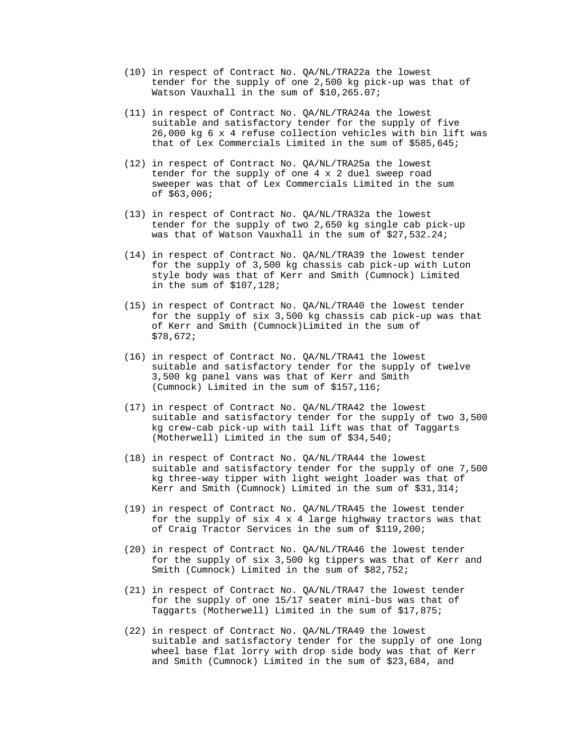(10) in respect of Contract No. QA/NL/TRA22a the lowest tender for the supply of one 2,500 kg pick-up was that of Watson Vauxhall in the sum of $10,265.07;

(11) in respect of Contract No. QA/NL/TRA24a the lowest suitable and satisfactory tender for the supply of five 26,000 kg 6 x 4 refuse collection vehicles with bin lift was that of Lex Commercials Limited in the sum of $585,645;

(12) in respect of Contract No. QA/NL/TRA25a the lowest tender for the supply of one 4 x 2 duel sweep road sweeper was that of Lex Commercials Limited in the sum of $63,006;

(13) in respect of Contract No. QA/NL/TRA32a the lowest tender for the supply of two 2,650 kg single cab pick-up was that of Watson Vauxhall in the sum of $27,532.24;

(14) in respect of Contract No. QA/NL/TRA39 the lowest tender for the supply of 3,500 kg chassis cab pick-up with Luton style body was that of Kerr and Smith (Cumnock) Limited in the sum of $107,128;

(15) in respect of Contract No. QA/NL/TRA40 the lowest tender for the supply of six 3,500 kg chassis cab pick-up was that of Kerr and Smith (Cumnock)Limited in the sum of $78,672;

(16) in respect of Contract No. QA/NL/TRA41 the lowest suitable and satisfactory tender for the supply of twelve 3,500 kg panel vans was that of Kerr and Smith (Cumnock) Limited in the sum of $157,116;

(17) in respect of Contract No. QA/NL/TRA42 the lowest suitable and satisfactory tender for the supply of two 3,500 kg crew-cab pick-up with tail lift was that of Taggarts (Motherwell) Limited in the sum of $34,540;

(18) in respect of Contract No. QA/NL/TRA44 the lowest suitable and satisfactory tender for the supply of one 7,500 kg three-way tipper with light weight loader was that of Kerr and Smith (Cumnock) Limited in the sum of $31,314;

(19) in respect of Contract No. QA/NL/TRA45 the lowest tender for the supply of six 4 x 4 large highway tractors was that of Craig Tractor Services in the sum of $119,200;

(20) in respect of Contract No. QA/NL/TRA46 the lowest tender for the supply of six 3,500 kg tippers was that of Kerr and Smith (Cumnock) Limited in the sum of $82,752;

(21) in respect of Contract No. QA/NL/TRA47 the lowest tender for the supply of one 15/17 seater mini-bus was that of Taggarts (Motherwell) Limited in the sum of $17,875;

(22) in respect of Contract No. QA/NL/TRA49 the lowest suitable and satisfactory tender for the supply of one long wheel base flat lorry with drop side body was that of Kerr and Smith (Cumnock) Limited in the sum of $23,684, and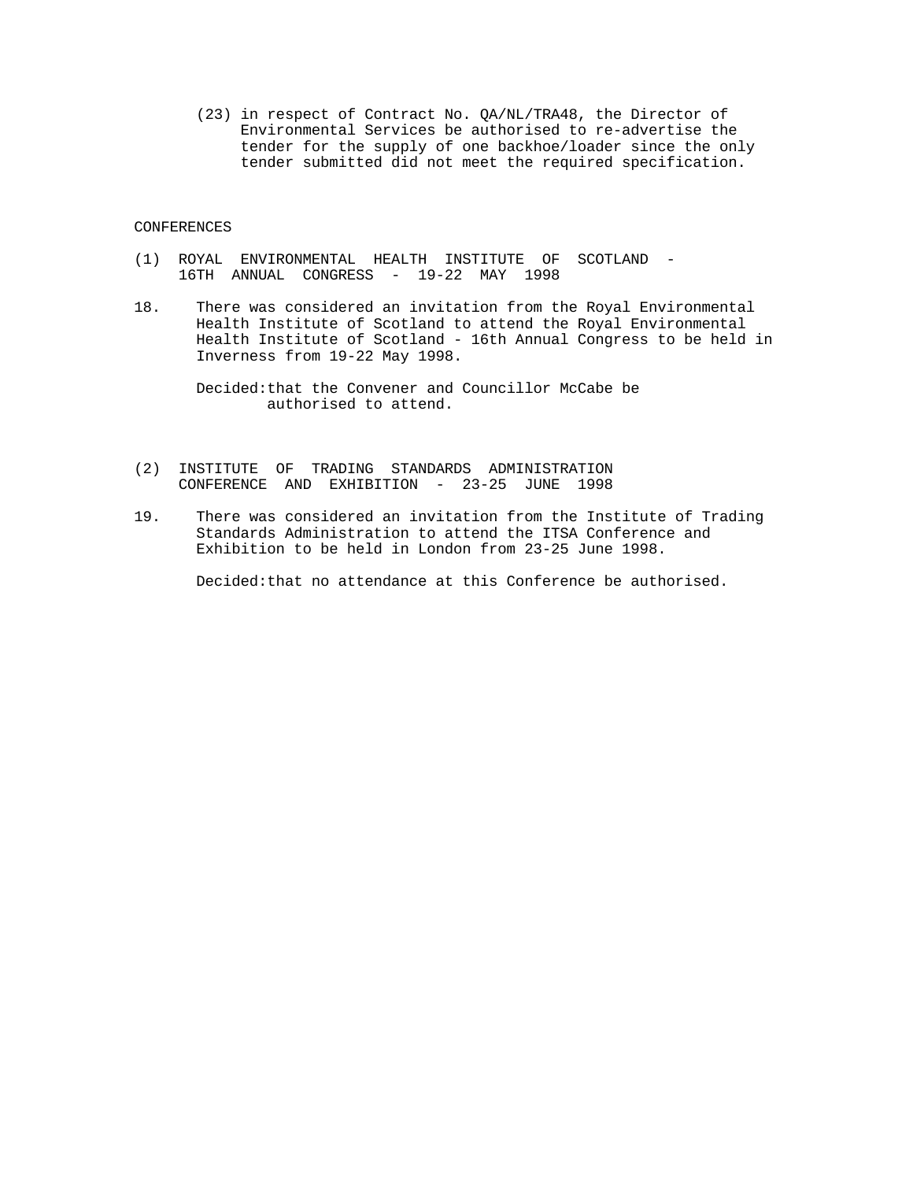(23) in respect of Contract No. QA/NL/TRA48, the Director of Environmental Services be authorised to re-advertise the tender for the supply of one backhoe/loader since the only tender submitted did not meet the required specification.

CONFERENCES

(1) ROYAL ENVIRONMENTAL HEALTH INSTITUTE OF SCOTLAND - 16TH ANNUAL CONGRESS - 19-22 MAY 1998

18. There was considered an invitation from the Royal Environmental Health Institute of Scotland to attend the Royal Environmental Health Institute of Scotland - 16th Annual Congress to be held in Inverness from 19-22 May 1998.

Decided: that the Convener and Councillor McCabe be authorised to attend.

(2) INSTITUTE OF TRADING STANDARDS ADMINISTRATION CONFERENCE AND EXHIBITION - 23-25 JUNE 1998

19. There was considered an invitation from the Institute of Trading Standards Administration to attend the ITSA Conference and Exhibition to be held in London from 23-25 June 1998.

Decided: that no attendance at this Conference be authorised.